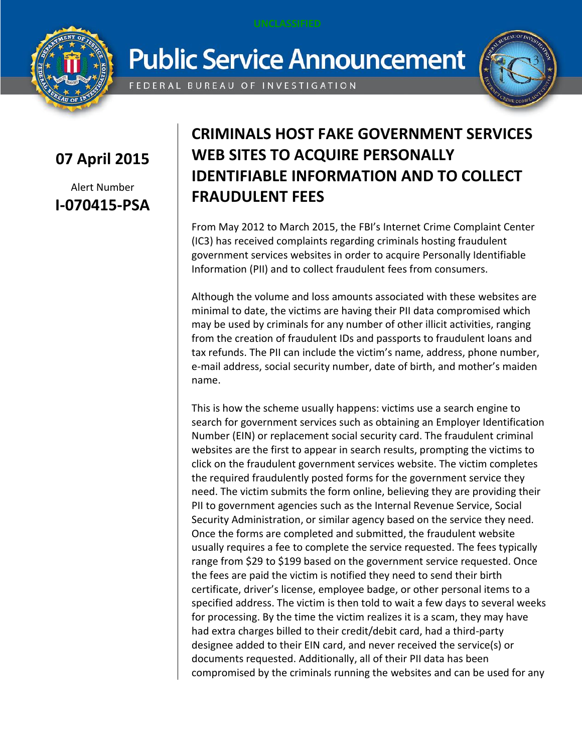UNCLASSIFIED

# Public Service Announcement

FEDERAL BUREAU OF INVESTIGATION

**07 April 2015**

Alert Number

**I-070415-PSA**

## CRIMINALS HOST FAKE GOVERNMENT SERVICES WEB SITES TO ACQUIRE PERSONALLY IDENTIFIABLE INFORMATION AND TO COLLECT FRAUDULENT FEES

From May 2012 to March 2015, the FBI's Internet Crime Complaint Center (IC3) has received complaints regarding criminals hosting fraudulent government services websites in order to acquire Personally Identifiable Information (PII) and to collect fraudulent fees from consumers.

Although the volume and loss amounts associated with these websites are minimal to date, the victims are having their PII data compromised which may be used by criminals for any number of other illicit activities, ranging from the creation of fraudulent IDs and passports to fraudulent loans and tax refunds. The PII can include the victim's name, address, phone number, e-mail address, social security number, date of birth, and mother's maiden name.

This is how the scheme usually happens: victims use a search engine to search for government services such as obtaining an Employer Identification Number (EIN) or replacement social security card. The fraudulent criminal websites are the first to appear in search results, prompting the victims to click on the fraudulent government services website. The victim completes the required fraudulently posted forms for the government service they need. The victim submits the form online, believing they are providing their PII to government agencies such as the Internal Revenue Service, Social Security Administration, or similar agency based on the service they need. Once the forms are completed and submitted, the fraudulent website usually requires a fee to complete the service requested. The fees typically range from $29 to $199 based on the government service requested. Once the fees are paid the victim is notified they need to send their birth certificate, driver's license, employee badge, or other personal items to a specified address. The victim is then told to wait a few days to several weeks for processing. By the time the victim realizes it is a scam, they may have had extra charges billed to their credit/debit card, had a third-party designee added to their EIN card, and never received the service(s) or documents requested. Additionally, all of their PII data has been compromised by the criminals running the websites and can be used for any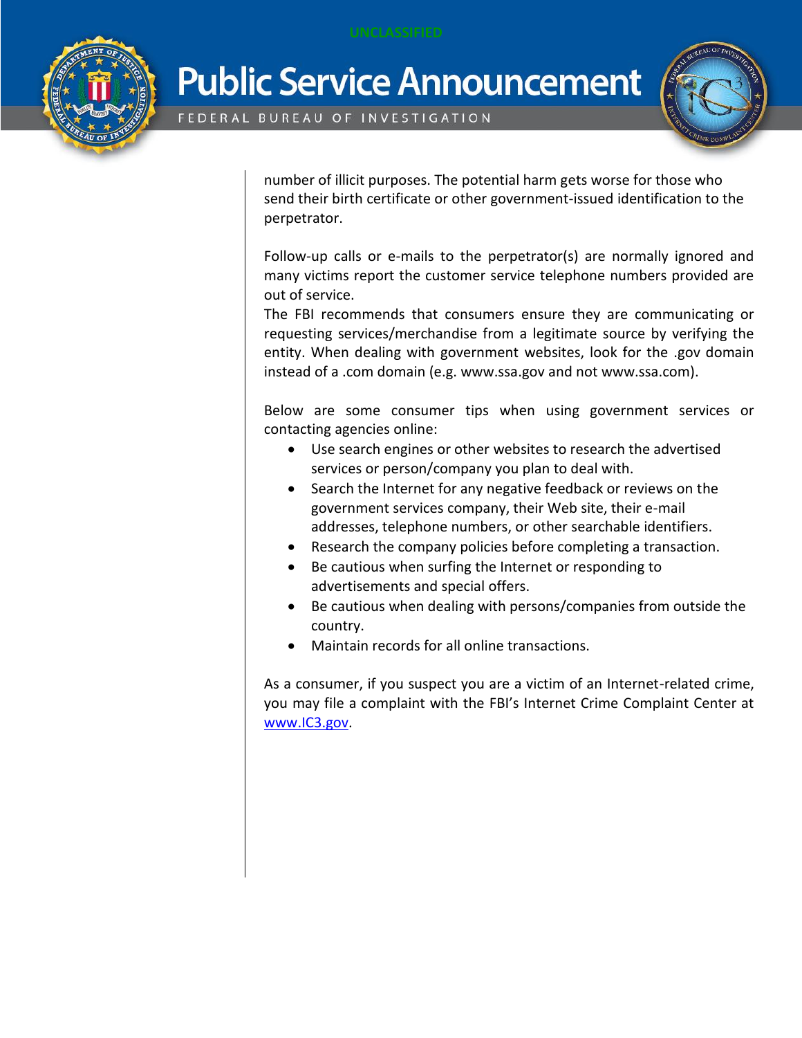number of illicit purposes. The potential harm gets worse for those who send their birth certificate or other government-issued identification to the perpetrator.

Follow-up calls or e-mails to the perpetrator(s) are normally ignored and many victims report the customer service telephone numbers provided are out of service.
The FBI recommends that consumers ensure they are communicating or requesting services/merchandise from a legitimate source by verifying the entity. When dealing with government websites, look for the .gov domain instead of a .com domain (e.g. www.ssa.gov and not www.ssa.com).

Below are some consumer tips when using government services or contacting agencies online:

- Use search engines or other websites to research the advertised services or person/company you plan to deal with.
- Search the Internet for any negative feedback or reviews on the government services company, their Web site, their e-mail addresses, telephone numbers, or other searchable identifiers.
- Research the company policies before completing a transaction.
- Be cautious when surfing the Internet or responding to advertisements and special offers.
- Be cautious when dealing with persons/companies from outside the country.
- Maintain records for all online transactions.

As a consumer, if you suspect you are a victim of an Internet-related crime, you may file a complaint with the FBI's Internet Crime Complaint Center at [www.IC3.gov](http://www.IC3.gov).